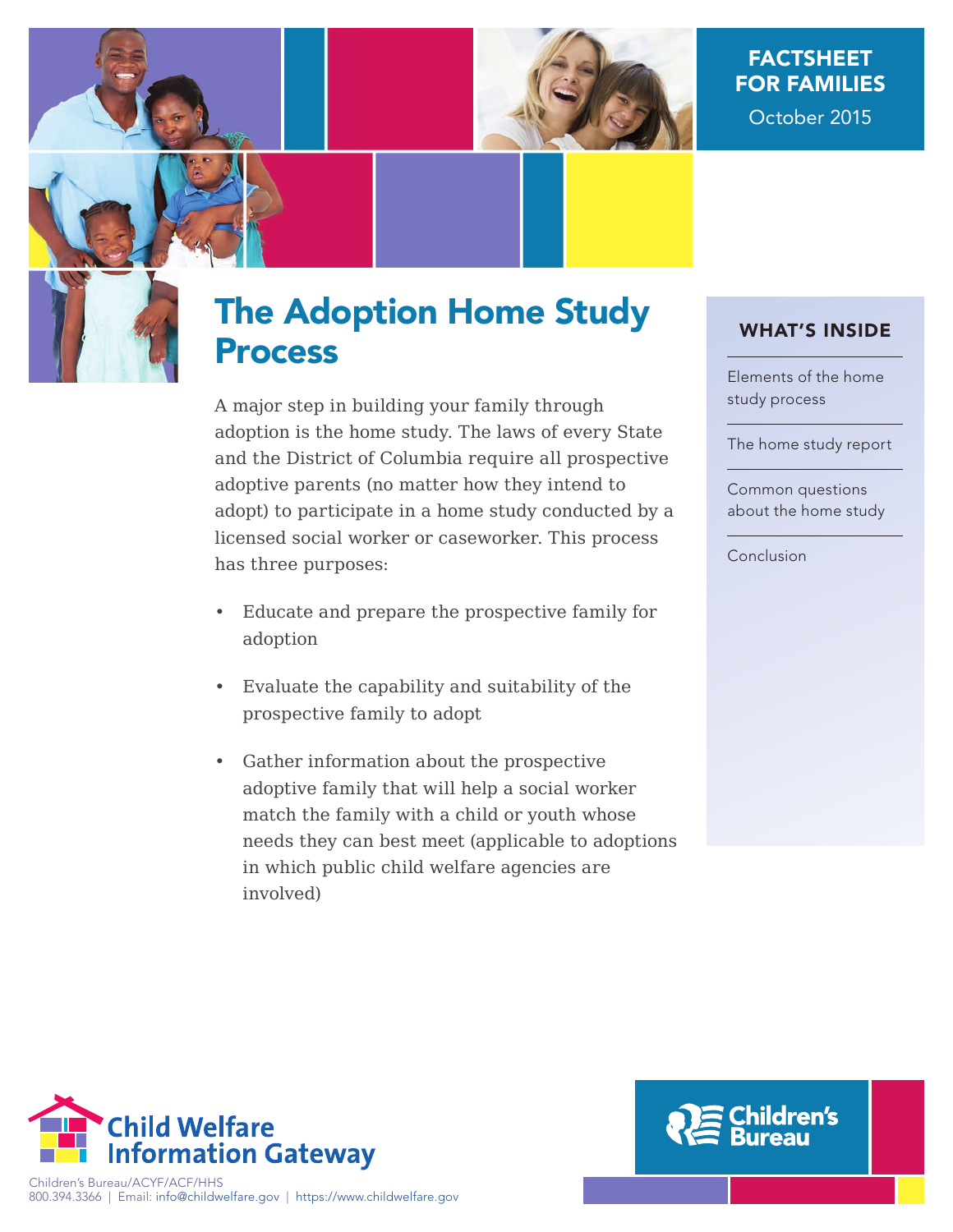FACTSHEET FOR FAMILIES

October 2015

# The Adoption Home Study Process

A major step in building your family through adoption is the home study. The laws of every State and the District of Columbia require all prospective adoptive parents (no matter how they intend to adopt) to participate in a home study conducted by a licensed social worker or caseworker. This process has three purposes:

- Educate and prepare the prospective family for adoption
- Evaluate the capability and suitability of the prospective family to adopt
- Gather information about the prospective adoptive family that will help a social worker match the family with a child or youth whose needs they can best meet (applicable to adoptions in which public child welfare agencies are involved)

## WHAT'S INSIDE

- Elements of the home study process
- The home study report
- Common questions about the home study
- Conclusion

Child Welfare Information Gateway

Children's Bureau/ACYF/ACF/HHS
800.394.3366 | Email: info@childwelfare.gov | https://www.childwelfare.gov

Children's Bureau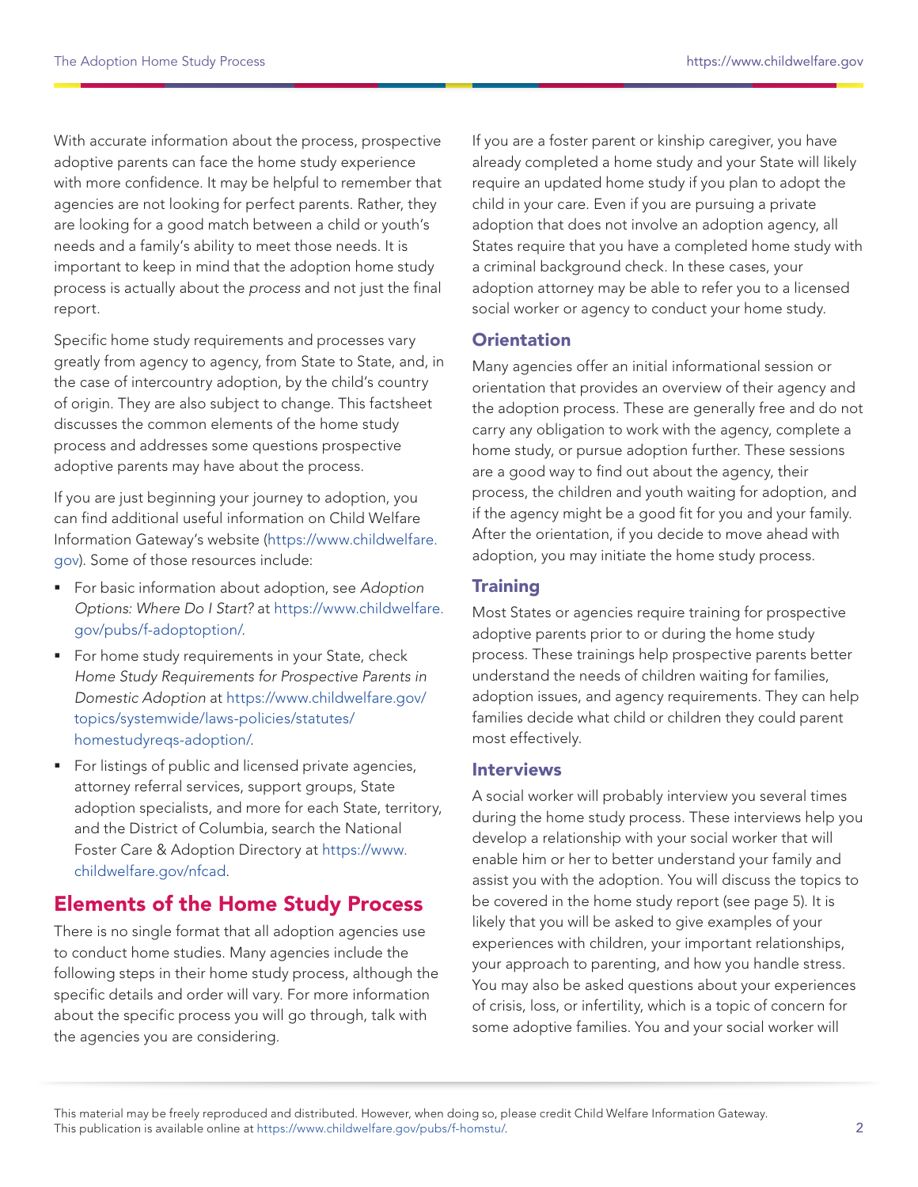With accurate information about the process, prospective adoptive parents can face the home study experience with more confidence. It may be helpful to remember that agencies are not looking for perfect parents. Rather, they are looking for a good match between a child or youth's needs and a family's ability to meet those needs. It is important to keep in mind that the adoption home study process is actually about the *process* and not just the final report.

Specific home study requirements and processes vary greatly from agency to agency, from State to State, and, in the case of intercountry adoption, by the child's country of origin. They are also subject to change. This factsheet discusses the common elements of the home study process and addresses some questions prospective adoptive parents may have about the process.

If you are just beginning your journey to adoption, you can find additional useful information on Child Welfare Information Gateway's website (https://www.childwelfare.gov). Some of those resources include:

- For basic information about adoption, see *Adoption Options: Where Do I Start?* at https://www.childwelfare.gov/pubs/f-adoptoption/.
- For home study requirements in your State, check *Home Study Requirements for Prospective Parents in Domestic Adoption* at https://www.childwelfare.gov/topics/systemwide/laws-policies/statutes/homestudyreqs-adoption/.
- For listings of public and licensed private agencies, attorney referral services, support groups, State adoption specialists, and more for each State, territory, and the District of Columbia, search the National Foster Care & Adoption Directory at https://www.childwelfare.gov/nfcad.

## Elements of the Home Study Process

There is no single format that all adoption agencies use to conduct home studies. Many agencies include the following steps in their home study process, although the specific details and order will vary. For more information about the specific process you will go through, talk with the agencies you are considering.

If you are a foster parent or kinship caregiver, you have already completed a home study and your State will likely require an updated home study if you plan to adopt the child in your care. Even if you are pursuing a private adoption that does not involve an adoption agency, all States require that you have a completed home study with a criminal background check. In these cases, your adoption attorney may be able to refer you to a licensed social worker or agency to conduct your home study.

### Orientation

Many agencies offer an initial informational session or orientation that provides an overview of their agency and the adoption process. These are generally free and do not carry any obligation to work with the agency, complete a home study, or pursue adoption further. These sessions are a good way to find out about the agency, their process, the children and youth waiting for adoption, and if the agency might be a good fit for you and your family. After the orientation, if you decide to move ahead with adoption, you may initiate the home study process.

### Training

Most States or agencies require training for prospective adoptive parents prior to or during the home study process. These trainings help prospective parents better understand the needs of children waiting for families, adoption issues, and agency requirements. They can help families decide what child or children they could parent most effectively.

### Interviews

A social worker will probably interview you several times during the home study process. These interviews help you develop a relationship with your social worker that will enable him or her to better understand your family and assist you with the adoption. You will discuss the topics to be covered in the home study report (see page 5). It is likely that you will be asked to give examples of your experiences with children, your important relationships, your approach to parenting, and how you handle stress. You may also be asked questions about your experiences of crisis, loss, or infertility, which is a topic of concern for some adoptive families. You and your social worker will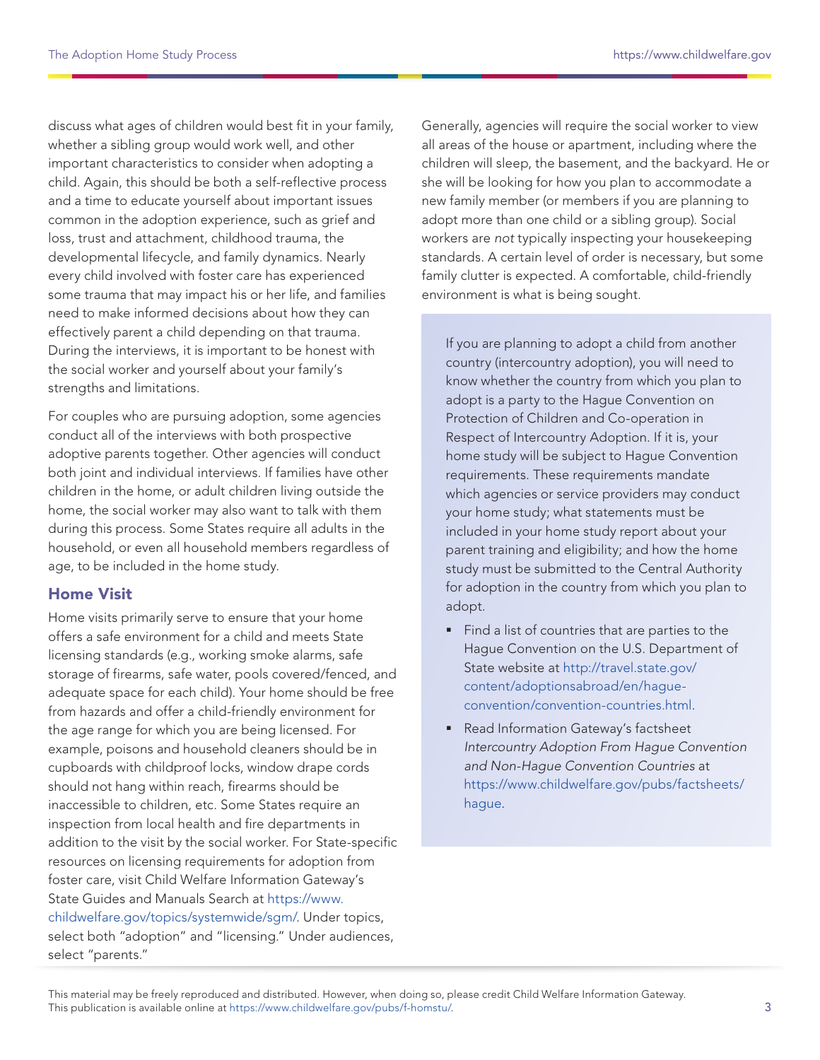discuss what ages of children would best fit in your family, whether a sibling group would work well, and other important characteristics to consider when adopting a child. Again, this should be both a self-reflective process and a time to educate yourself about important issues common in the adoption experience, such as grief and loss, trust and attachment, childhood trauma, the developmental lifecycle, and family dynamics. Nearly every child involved with foster care has experienced some trauma that may impact his or her life, and families need to make informed decisions about how they can effectively parent a child depending on that trauma. During the interviews, it is important to be honest with the social worker and yourself about your family's strengths and limitations.

For couples who are pursuing adoption, some agencies conduct all of the interviews with both prospective adoptive parents together. Other agencies will conduct both joint and individual interviews. If families have other children in the home, or adult children living outside the home, the social worker may also want to talk with them during this process. Some States require all adults in the household, or even all household members regardless of age, to be included in the home study.

## Home Visit

Home visits primarily serve to ensure that your home offers a safe environment for a child and meets State licensing standards (e.g., working smoke alarms, safe storage of firearms, safe water, pools covered/fenced, and adequate space for each child). Your home should be free from hazards and offer a child-friendly environment for the age range for which you are being licensed. For example, poisons and household cleaners should be in cupboards with childproof locks, window drape cords should not hang within reach, firearms should be inaccessible to children, etc. Some States require an inspection from local health and fire departments in addition to the visit by the social worker. For State-specific resources on licensing requirements for adoption from foster care, visit Child Welfare Information Gateway's State Guides and Manuals Search at https://www.childwelfare.gov/topics/systemwide/sgm/. Under topics, select both "adoption" and "licensing." Under audiences, select "parents."

Generally, agencies will require the social worker to view all areas of the house or apartment, including where the children will sleep, the basement, and the backyard. He or she will be looking for how you plan to accommodate a new family member (or members if you are planning to adopt more than one child or a sibling group). Social workers are *not* typically inspecting your housekeeping standards. A certain level of order is necessary, but some family clutter is expected. A comfortable, child-friendly environment is what is being sought.

If you are planning to adopt a child from another country (intercountry adoption), you will need to know whether the country from which you plan to adopt is a party to the Hague Convention on Protection of Children and Co-operation in Respect of Intercountry Adoption. If it is, your home study will be subject to Hague Convention requirements. These requirements mandate which agencies or service providers may conduct your home study; what statements must be included in your home study report about your parent training and eligibility; and how the home study must be submitted to the Central Authority for adoption in the country from which you plan to adopt.

- Find a list of countries that are parties to the Hague Convention on the U.S. Department of State website at http://travel.state.gov/content/adoptionsabroad/en/hague-convention/convention-countries.html.
- Read Information Gateway's factsheet *Intercountry Adoption From Hague Convention and Non-Hague Convention Countries* at https://www.childwelfare.gov/pubs/factsheets/hague.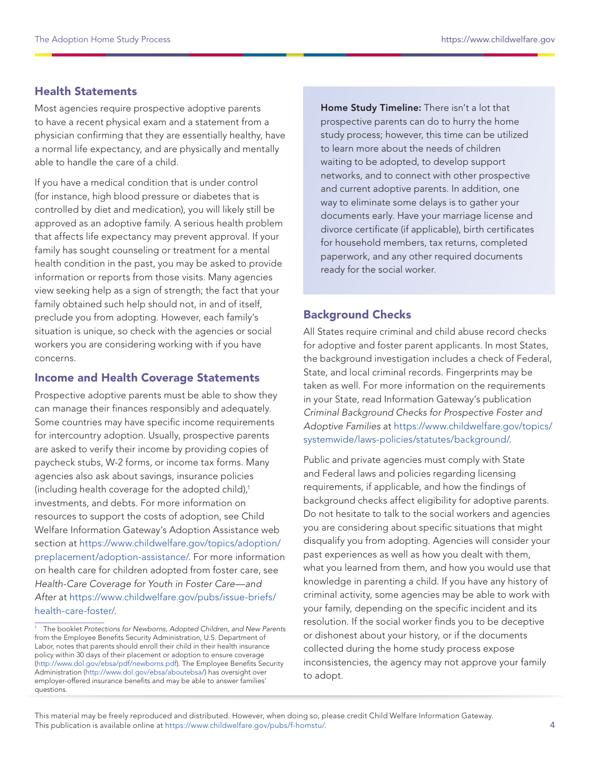## Health Statements

Most agencies require prospective adoptive parents to have a recent physical exam and a statement from a physician confirming that they are essentially healthy, have a normal life expectancy, and are physically and mentally able to handle the care of a child.

If you have a medical condition that is under control (for instance, high blood pressure or diabetes that is controlled by diet and medication), you will likely still be approved as an adoptive family. A serious health problem that affects life expectancy may prevent approval. If your family has sought counseling or treatment for a mental health condition in the past, you may be asked to provide information or reports from those visits. Many agencies view seeking help as a sign of strength; the fact that your family obtained such help should not, in and of itself, preclude you from adopting. However, each family's situation is unique, so check with the agencies or social workers you are considering working with if you have concerns.

## Income and Health Coverage Statements

Prospective adoptive parents must be able to show they can manage their finances responsibly and adequately. Some countries may have specific income requirements for intercountry adoption. Usually, prospective parents are asked to verify their income by providing copies of paycheck stubs, W-2 forms, or income tax forms. Many agencies also ask about savings, insurance policies (including health coverage for the adopted child),[1] investments, and debts. For more information on resources to support the costs of adoption, see Child Welfare Information Gateway's Adoption Assistance web section at https://www.childwelfare.gov/topics/adoption/preplacement/adoption-assistance/. For more information on health care for children adopted from foster care, see *Health-Care Coverage for Youth in Foster Care—and After* at https://www.childwelfare.gov/pubs/issue-briefs/health-care-foster/.

**Home Study Timeline:** There isn't a lot that prospective parents can do to hurry the home study process; however, this time can be utilized to learn more about the needs of children waiting to be adopted, to develop support networks, and to connect with other prospective and current adoptive parents. In addition, one way to eliminate some delays is to gather your documents early. Have your marriage license and divorce certificate (if applicable), birth certificates for household members, tax returns, completed paperwork, and any other required documents ready for the social worker.

## Background Checks

All States require criminal and child abuse record checks for adoptive and foster parent applicants. In most States, the background investigation includes a check of Federal, State, and local criminal records. Fingerprints may be taken as well. For more information on the requirements in your State, read Information Gateway's publication *Criminal Background Checks for Prospective Foster and Adoptive Families* at https://www.childwelfare.gov/topics/systemwide/laws-policies/statutes/background/.

Public and private agencies must comply with State and Federal laws and policies regarding licensing requirements, if applicable, and how the findings of background checks affect eligibility for adoptive parents. Do not hesitate to talk to the social workers and agencies you are considering about specific situations that might disqualify you from adopting. Agencies will consider your past experiences as well as how you dealt with them, what you learned from them, and how you would use that knowledge in parenting a child. If you have any history of criminal activity, some agencies may be able to work with your family, depending on the specific incident and its resolution. If the social worker finds you to be deceptive or dishonest about your history, or if the documents collected during the home study process expose inconsistencies, the agency may not approve your family to adopt.

---

[1] The booklet *Protections for Newborns, Adopted Children, and New Parents* from the Employee Benefits Security Administration, U.S. Department of Labor, notes that parents should enroll their child in their health insurance policy within 30 days of their placement or adoption to ensure coverage (http://www.dol.gov/ebsa/pdf/newborns.pdf). The Employee Benefits Security Administration (http://www.dol.gov/ebsa/aboutebsa/) has oversight over employer-offered insurance benefits and may be able to answer families' questions.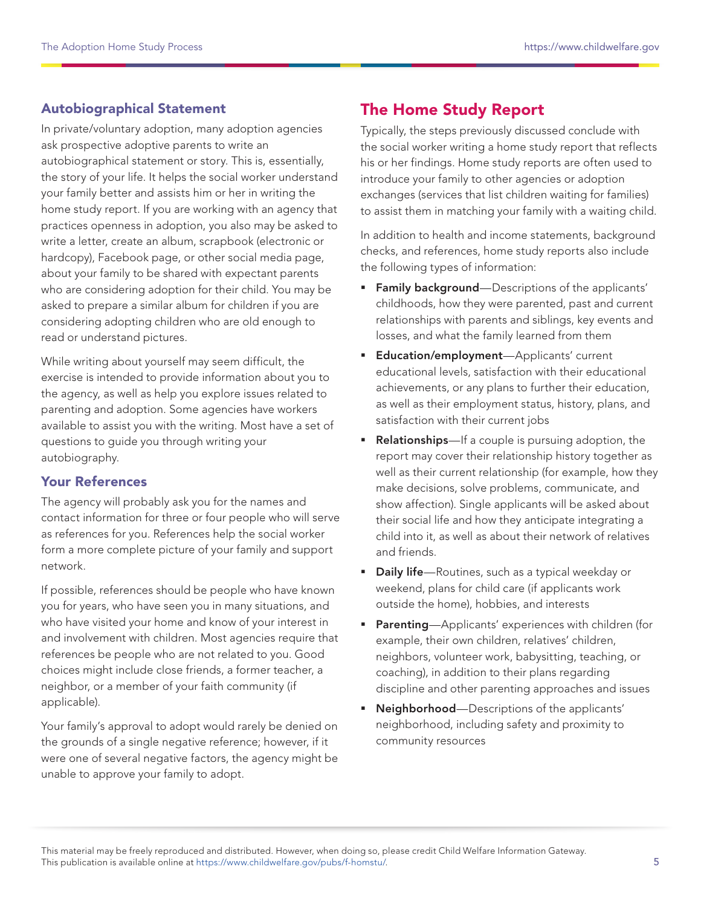### Autobiographical Statement

In private/voluntary adoption, many adoption agencies ask prospective adoptive parents to write an autobiographical statement or story. This is, essentially, the story of your life. It helps the social worker understand your family better and assists him or her in writing the home study report. If you are working with an agency that practices openness in adoption, you also may be asked to write a letter, create an album, scrapbook (electronic or hardcopy), Facebook page, or other social media page, about your family to be shared with expectant parents who are considering adoption for their child. You may be asked to prepare a similar album for children if you are considering adopting children who are old enough to read or understand pictures.

While writing about yourself may seem difficult, the exercise is intended to provide information about you to the agency, as well as help you explore issues related to parenting and adoption. Some agencies have workers available to assist you with the writing. Most have a set of questions to guide you through writing your autobiography.

### Your References

The agency will probably ask you for the names and contact information for three or four people who will serve as references for you. References help the social worker form a more complete picture of your family and support network.

If possible, references should be people who have known you for years, who have seen you in many situations, and who have visited your home and know of your interest in and involvement with children. Most agencies require that references be people who are not related to you. Good choices might include close friends, a former teacher, a neighbor, or a member of your faith community (if applicable).

Your family's approval to adopt would rarely be denied on the grounds of a single negative reference; however, if it were one of several negative factors, the agency might be unable to approve your family to adopt.

## The Home Study Report

Typically, the steps previously discussed conclude with the social worker writing a home study report that reflects his or her findings. Home study reports are often used to introduce your family to other agencies or adoption exchanges (services that list children waiting for families) to assist them in matching your family with a waiting child.

In addition to health and income statements, background checks, and references, home study reports also include the following types of information:

- **Family background**—Descriptions of the applicants' childhoods, how they were parented, past and current relationships with parents and siblings, key events and losses, and what the family learned from them
- **Education/employment**—Applicants' current educational levels, satisfaction with their educational achievements, or any plans to further their education, as well as their employment status, history, plans, and satisfaction with their current jobs
- **Relationships**—If a couple is pursuing adoption, the report may cover their relationship history together as well as their current relationship (for example, how they make decisions, solve problems, communicate, and show affection). Single applicants will be asked about their social life and how they anticipate integrating a child into it, as well as about their network of relatives and friends.
- **Daily life**—Routines, such as a typical weekday or weekend, plans for child care (if applicants work outside the home), hobbies, and interests
- **Parenting**—Applicants' experiences with children (for example, their own children, relatives' children, neighbors, volunteer work, babysitting, teaching, or coaching), in addition to their plans regarding discipline and other parenting approaches and issues
- **Neighborhood**—Descriptions of the applicants' neighborhood, including safety and proximity to community resources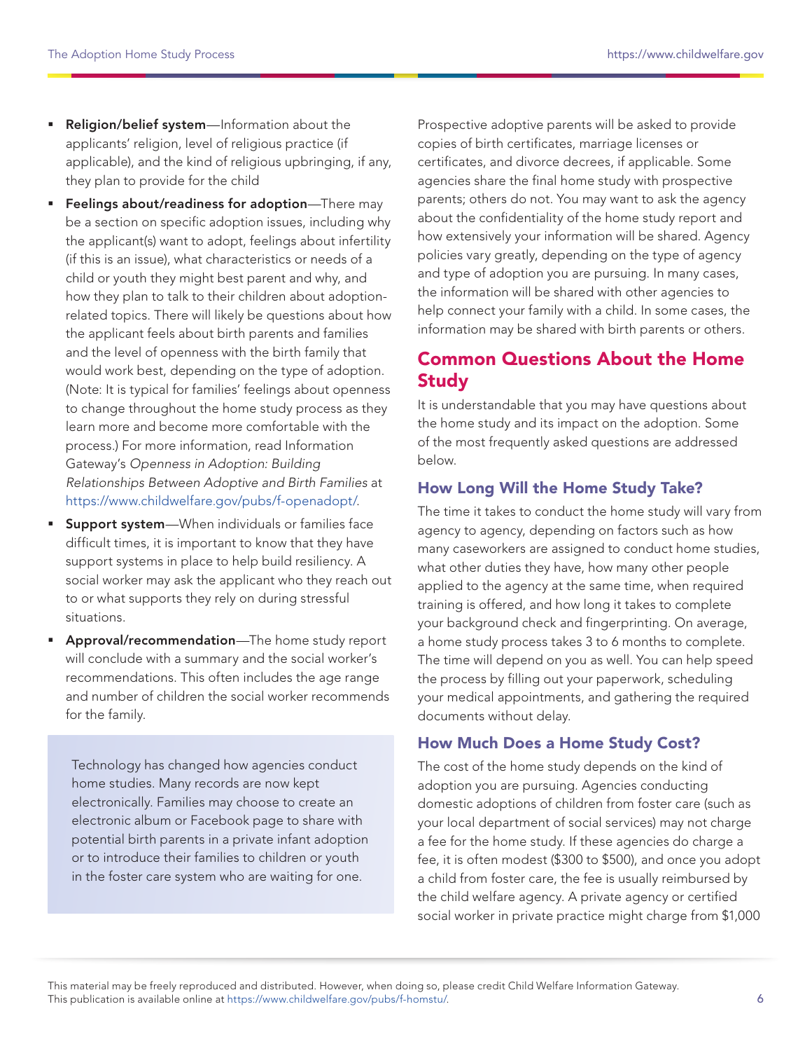- **Religion/belief system**—Information about the applicants' religion, level of religious practice (if applicable), and the kind of religious upbringing, if any, they plan to provide for the child
- **Feelings about/readiness for adoption**—There may be a section on specific adoption issues, including why the applicant(s) want to adopt, feelings about infertility (if this is an issue), what characteristics or needs of a child or youth they might best parent and why, and how they plan to talk to their children about adoption-related topics. There will likely be questions about how the applicant feels about birth parents and families and the level of openness with the birth family that would work best, depending on the type of adoption. (Note: It is typical for families' feelings about openness to change throughout the home study process as they learn more and become more comfortable with the process.) For more information, read Information Gateway's *Openness in Adoption: Building Relationships Between Adoptive and Birth Families* at https://www.childwelfare.gov/pubs/f-openadopt/.
- **Support system**—When individuals or families face difficult times, it is important to know that they have support systems in place to help build resiliency. A social worker may ask the applicant who they reach out to or what supports they rely on during stressful situations.
- **Approval/recommendation**—The home study report will conclude with a summary and the social worker's recommendations. This often includes the age range and number of children the social worker recommends for the family.

Technology has changed how agencies conduct home studies. Many records are now kept electronically. Families may choose to create an electronic album or Facebook page to share with potential birth parents in a private infant adoption or to introduce their families to children or youth in the foster care system who are waiting for one.

Prospective adoptive parents will be asked to provide copies of birth certificates, marriage licenses or certificates, and divorce decrees, if applicable. Some agencies share the final home study with prospective parents; others do not. You may want to ask the agency about the confidentiality of the home study report and how extensively your information will be shared. Agency policies vary greatly, depending on the type of agency and type of adoption you are pursuing. In many cases, the information will be shared with other agencies to help connect your family with a child. In some cases, the information may be shared with birth parents or others.

## Common Questions About the Home Study

It is understandable that you may have questions about the home study and its impact on the adoption. Some of the most frequently asked questions are addressed below.

### How Long Will the Home Study Take?

The time it takes to conduct the home study will vary from agency to agency, depending on factors such as how many caseworkers are assigned to conduct home studies, what other duties they have, how many other people applied to the agency at the same time, when required training is offered, and how long it takes to complete your background check and fingerprinting. On average, a home study process takes 3 to 6 months to complete. The time will depend on you as well. You can help speed the process by filling out your paperwork, scheduling your medical appointments, and gathering the required documents without delay.

### How Much Does a Home Study Cost?

The cost of the home study depends on the kind of adoption you are pursuing. Agencies conducting domestic adoptions of children from foster care (such as your local department of social services) may not charge a fee for the home study. If these agencies do charge a fee, it is often modest ($300 to $500), and once you adopt a child from foster care, the fee is usually reimbursed by the child welfare agency. A private agency or certified social worker in private practice might charge from $1,000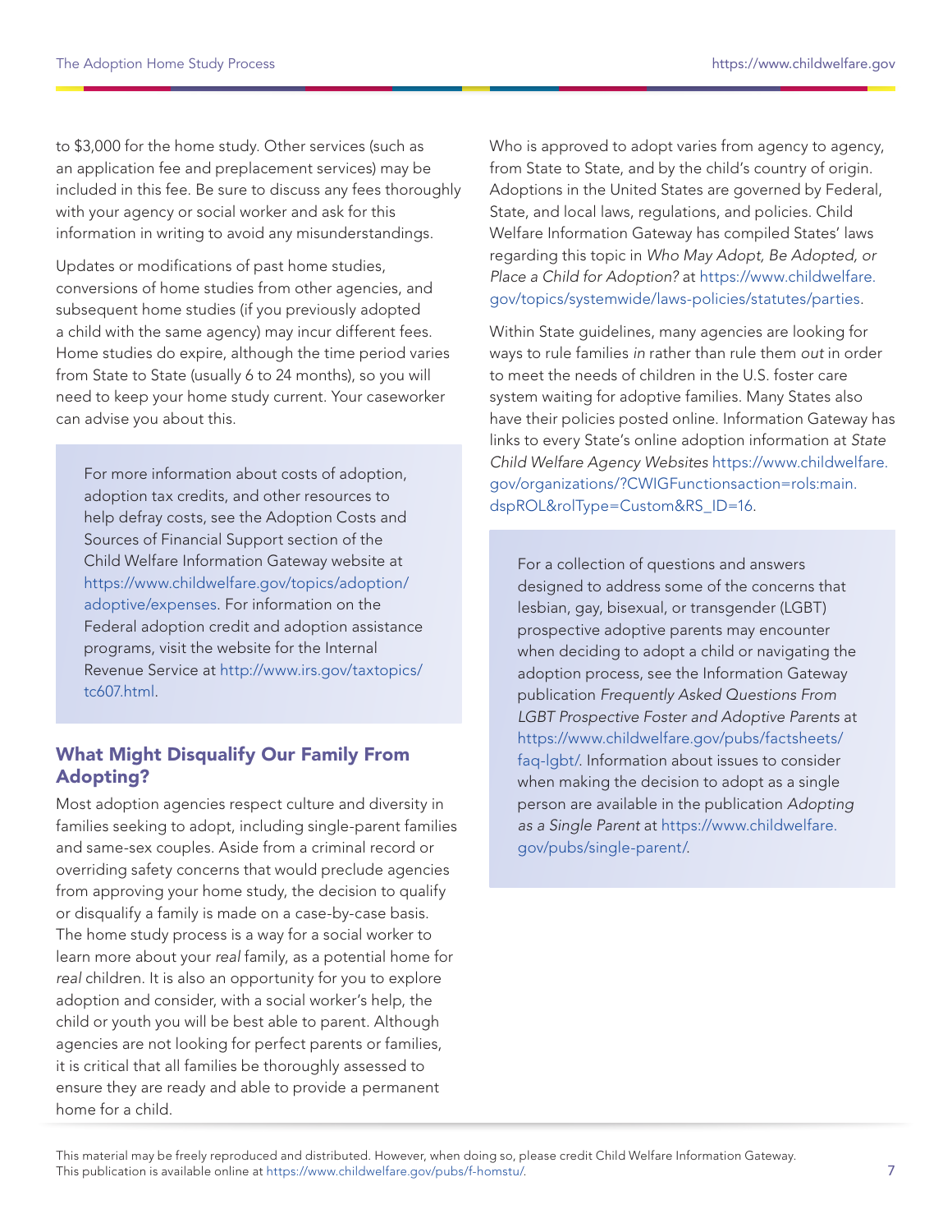to $3,000 for the home study. Other services (such as an application fee and preplacement services) may be included in this fee. Be sure to discuss any fees thoroughly with your agency or social worker and ask for this information in writing to avoid any misunderstandings.

Updates or modifications of past home studies, conversions of home studies from other agencies, and subsequent home studies (if you previously adopted a child with the same agency) may incur different fees. Home studies do expire, although the time period varies from State to State (usually 6 to 24 months), so you will need to keep your home study current. Your caseworker can advise you about this.

> For more information about costs of adoption, adoption tax credits, and other resources to help defray costs, see the Adoption Costs and Sources of Financial Support section of the Child Welfare Information Gateway website at https://www.childwelfare.gov/topics/adoption/adoptive/expenses. For information on the Federal adoption credit and adoption assistance programs, visit the website for the Internal Revenue Service at http://www.irs.gov/taxtopics/tc607.html.

## What Might Disqualify Our Family From Adopting?

Most adoption agencies respect culture and diversity in families seeking to adopt, including single-parent families and same-sex couples. Aside from a criminal record or overriding safety concerns that would preclude agencies from approving your home study, the decision to qualify or disqualify a family is made on a case-by-case basis. The home study process is a way for a social worker to learn more about your *real* family, as a potential home for *real* children. It is also an opportunity for you to explore adoption and consider, with a social worker's help, the child or youth you will be best able to parent. Although agencies are not looking for perfect parents or families, it is critical that all families be thoroughly assessed to ensure they are ready and able to provide a permanent home for a child.

Who is approved to adopt varies from agency to agency, from State to State, and by the child's country of origin. Adoptions in the United States are governed by Federal, State, and local laws, regulations, and policies. Child Welfare Information Gateway has compiled States' laws regarding this topic in *Who May Adopt, Be Adopted, or Place a Child for Adoption?* at https://www.childwelfare.gov/topics/systemwide/laws-policies/statutes/parties.

Within State guidelines, many agencies are looking for ways to rule families *in* rather than rule them *out* in order to meet the needs of children in the U.S. foster care system waiting for adoptive families. Many States also have their policies posted online. Information Gateway has links to every State's online adoption information at *State Child Welfare Agency Websites* https://www.childwelfare.gov/organizations/?CWIGFunctionsaction=rols:main.dspROL&rolType=Custom&RS_ID=16.

> For a collection of questions and answers designed to address some of the concerns that lesbian, gay, bisexual, or transgender (LGBT) prospective adoptive parents may encounter when deciding to adopt a child or navigating the adoption process, see the Information Gateway publication *Frequently Asked Questions From LGBT Prospective Foster and Adoptive Parents* at https://www.childwelfare.gov/pubs/factsheets/faq-lgbt/. Information about issues to consider when making the decision to adopt as a single person are available in the publication *Adopting as a Single Parent* at https://www.childwelfare.gov/pubs/single-parent/.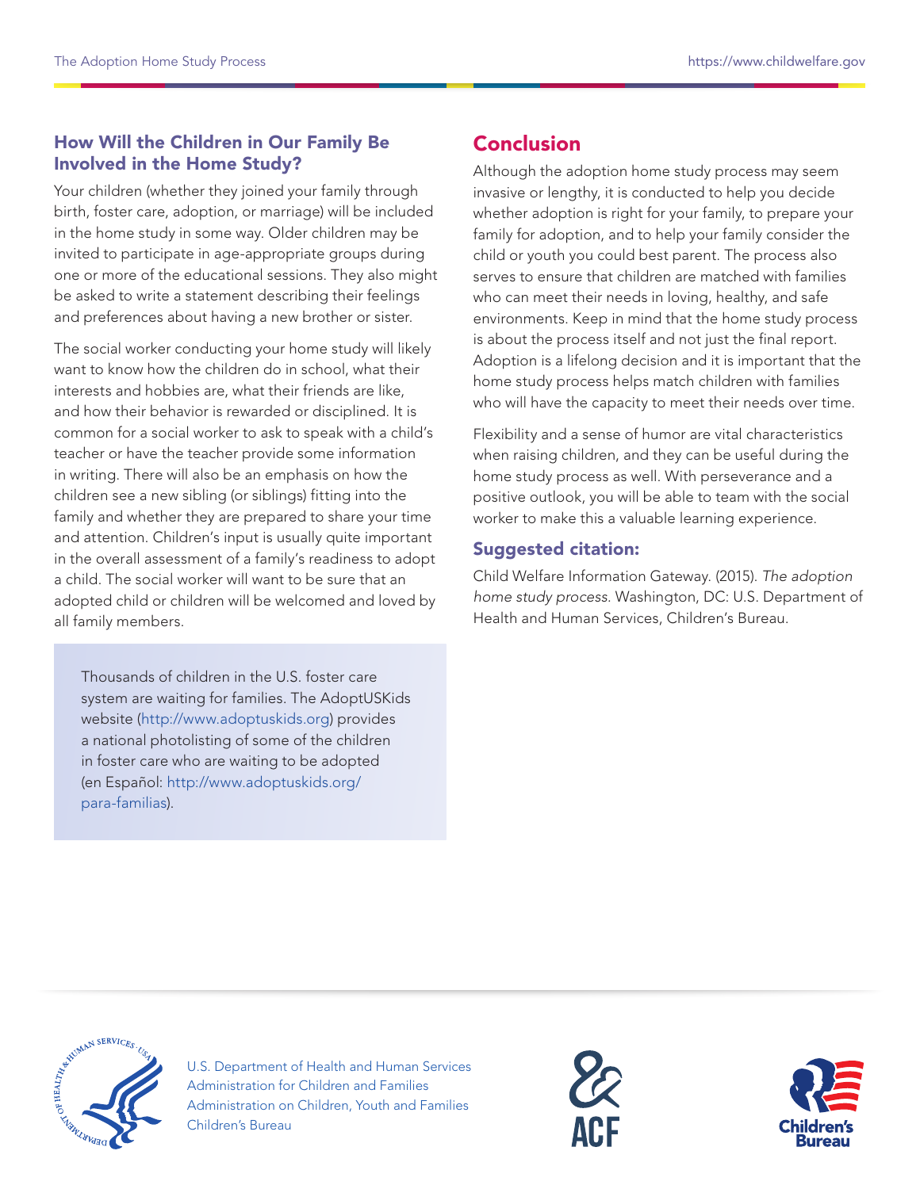### How Will the Children in Our Family Be Involved in the Home Study?

Your children (whether they joined your family through birth, foster care, adoption, or marriage) will be included in the home study in some way. Older children may be invited to participate in age-appropriate groups during one or more of the educational sessions. They also might be asked to write a statement describing their feelings and preferences about having a new brother or sister.

The social worker conducting your home study will likely want to know how the children do in school, what their interests and hobbies are, what their friends are like, and how their behavior is rewarded or disciplined. It is common for a social worker to ask to speak with a child's teacher or have the teacher provide some information in writing. There will also be an emphasis on how the children see a new sibling (or siblings) fitting into the family and whether they are prepared to share your time and attention. Children's input is usually quite important in the overall assessment of a family's readiness to adopt a child. The social worker will want to be sure that an adopted child or children will be welcomed and loved by all family members.

> Thousands of children in the U.S. foster care system are waiting for families. The AdoptUSKids website (http://www.adoptuskids.org) provides a national photolisting of some of the children in foster care who are waiting to be adopted (en Español: http://www.adoptuskids.org/para-familias).

## Conclusion

Although the adoption home study process may seem invasive or lengthy, it is conducted to help you decide whether adoption is right for your family, to prepare your family for adoption, and to help your family consider the child or youth you could best parent. The process also serves to ensure that children are matched with families who can meet their needs in loving, healthy, and safe environments. Keep in mind that the home study process is about the process itself and not just the final report. Adoption is a lifelong decision and it is important that the home study process helps match children with families who will have the capacity to meet their needs over time.

Flexibility and a sense of humor are vital characteristics when raising children, and they can be useful during the home study process as well. With perseverance and a positive outlook, you will be able to team with the social worker to make this a valuable learning experience.

### Suggested citation:

Child Welfare Information Gateway. (2015). *The adoption home study process*. Washington, DC: U.S. Department of Health and Human Services, Children's Bureau.

U.S. Department of Health and Human Services
Administration for Children and Families
Administration on Children, Youth and Families
Children's Bureau